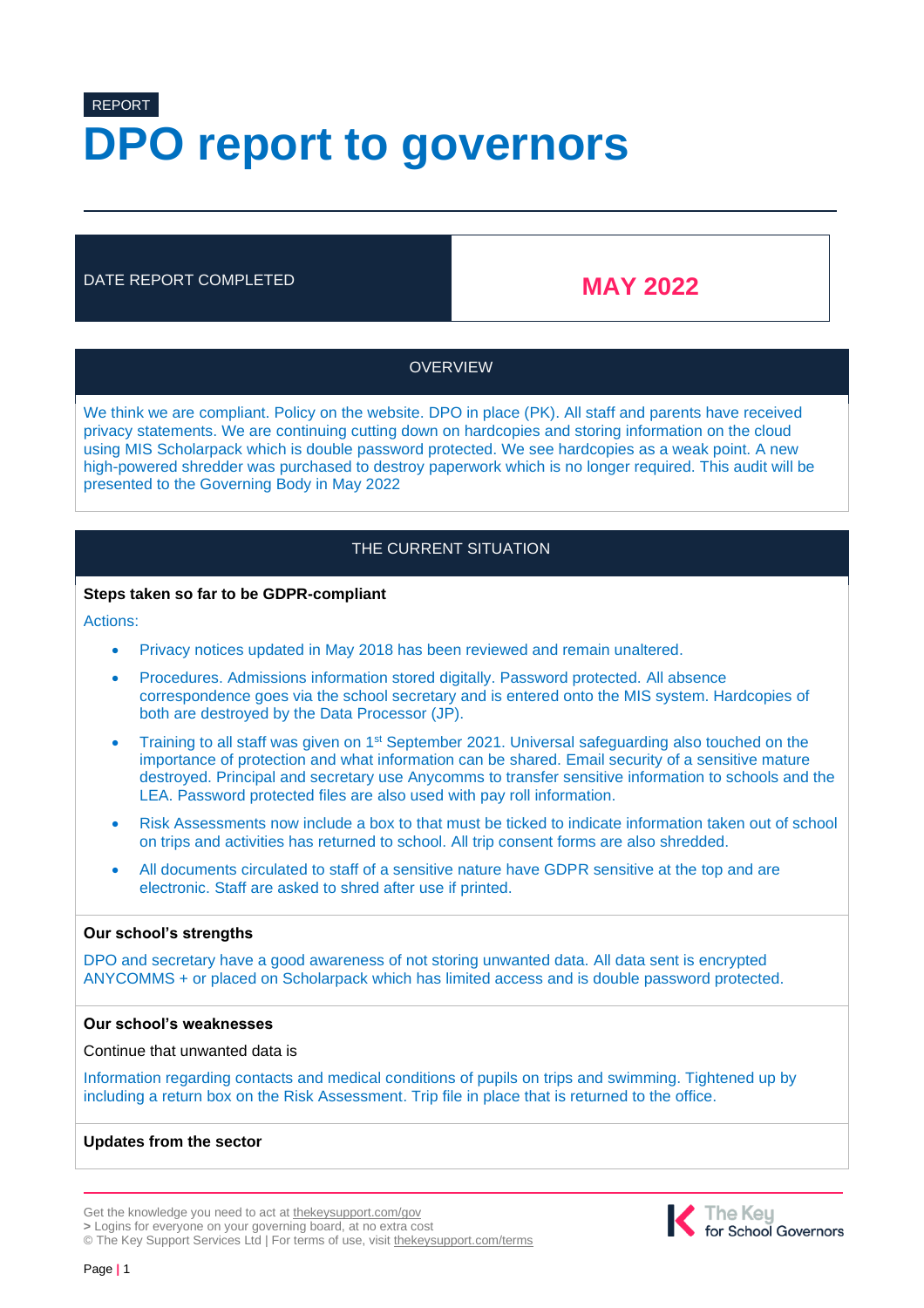REPORT

# DPO report to governors

| DATE REPORT COMPLETED | MAY 2022 |
| --- | --- |

## OVERVIEW

We think we are compliant. Policy on the website. DPO in place (PK). All staff and parents have received privacy statements. We are continuing cutting down on hardcopies and storing information on the cloud using MIS Scholarpack which is double password protected. We see hardcopies as a weak point. A new high-powered shredder was purchased to destroy paperwork which is no longer required. This audit will be presented to the Governing Body in May 2022

## THE CURRENT SITUATION

**Steps taken so far to be GDPR-compliant**

Actions:

- Privacy notices updated in May 2018 has been reviewed and remain unaltered.
- Procedures. Admissions information stored digitally. Password protected. All absence correspondence goes via the school secretary and is entered onto the MIS system. Hardcopies of both are destroyed by the Data Processor (JP).
- Training to all staff was given on 1st September 2021. Universal safeguarding also touched on the importance of protection and what information can be shared. Email security of a sensitive mature destroyed. Principal and secretary use Anycomms to transfer sensitive information to schools and the LEA. Password protected files are also used with pay roll information.
- Risk Assessments now include a box to that must be ticked to indicate information taken out of school on trips and activities has returned to school. All trip consent forms are also shredded.
- All documents circulated to staff of a sensitive nature have GDPR sensitive at the top and are electronic. Staff are asked to shred after use if printed.

**Our school's strengths**

DPO and secretary have a good awareness of not storing unwanted data. All data sent is encrypted ANYCOMMS + or placed on Scholarpack which has limited access and is double password protected.

**Our school's weaknesses**

Continue that unwanted data is

Information regarding contacts and medical conditions of pupils on trips and swimming. Tightened up by including a return box on the Risk Assessment. Trip file in place that is returned to the office.

**Updates from the sector**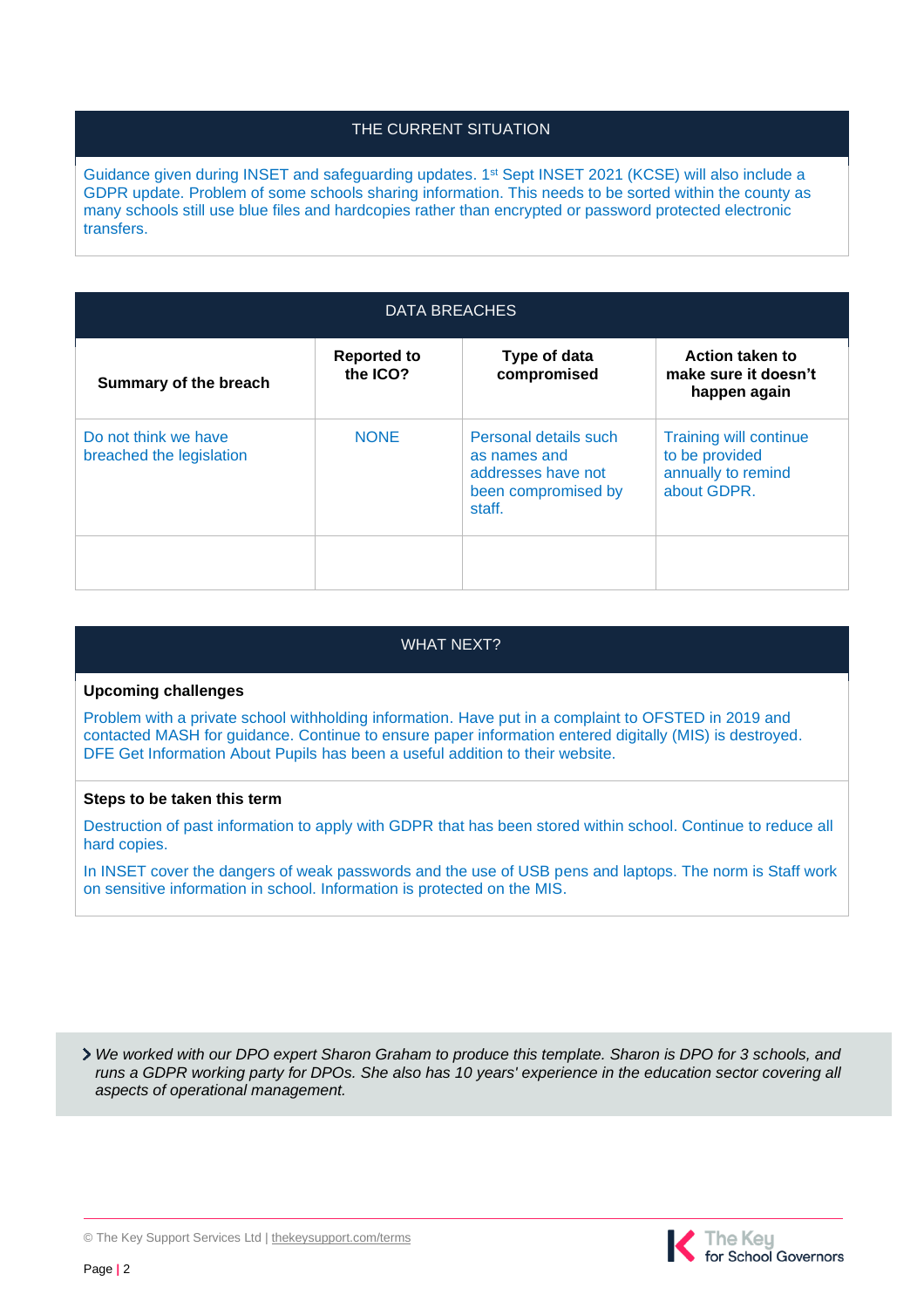## THE CURRENT SITUATION

Guidance given during INSET and safeguarding updates. 1st Sept INSET 2021 (KCSE) will also include a GDPR update. Problem of some schools sharing information. This needs to be sorted within the county as many schools still use blue files and hardcopies rather than encrypted or password protected electronic transfers.

## DATA BREACHES

| Summary of the breach | Reported to the ICO? | Type of data compromised | Action taken to make sure it doesn't happen again |
|---|---|---|---|
| Do not think we have breached the legislation | NONE | Personal details such as names and addresses have not been compromised by staff. | Training will continue to be provided annually to remind about GDPR. |
| | | | |

## WHAT NEXT?

**Upcoming challenges**

Problem with a private school withholding information. Have put in a complaint to OFSTED in 2019 and contacted MASH for guidance. Continue to ensure paper information entered digitally (MIS) is destroyed. DFE Get Information About Pupils has been a useful addition to their website.

**Steps to be taken this term**

Destruction of past information to apply with GDPR that has been stored within school. Continue to reduce all hard copies.

In INSET cover the dangers of weak passwords and the use of USB pens and laptops. The norm is Staff work on sensitive information in school. Information is protected on the MIS.

> *We worked with our DPO expert Sharon Graham to produce this template. Sharon is DPO for 3 schools, and runs a GDPR working party for DPOs. She also has 10 years' experience in the education sector covering all aspects of operational management.*

© The Key Support Services Ltd | thekeysupport.com/terms